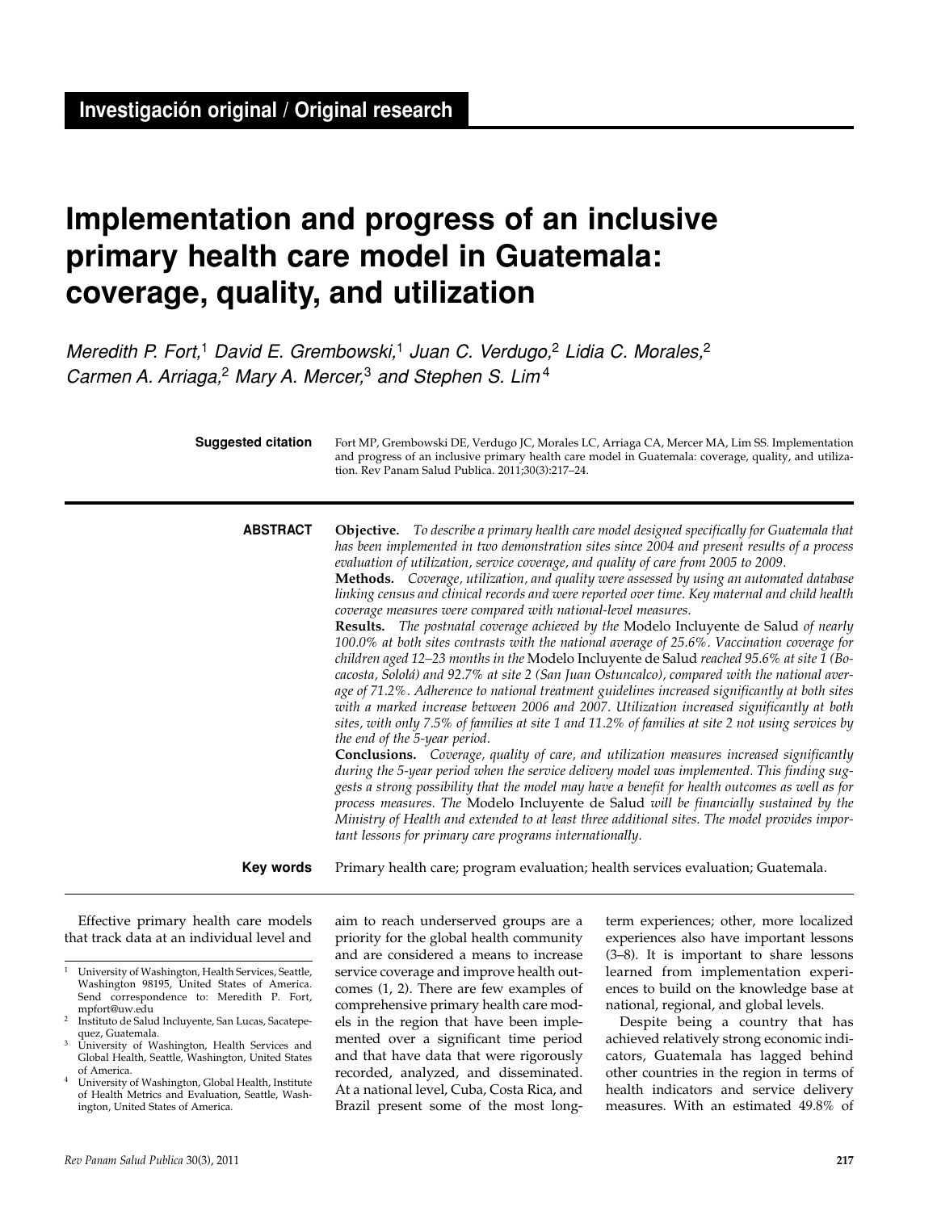Investigación original / Original research

# Implementation and progress of an inclusive primary health care model in Guatemala: coverage, quality, and utilization

*Meredith P. Fort,[1] David E. Grembowski,[1] Juan C. Verdugo,[2] Lidia C. Morales,[2] Carmen A. Arriaga,[2] Mary A. Mercer,[3] and Stephen S. Lim[4]*

**Suggested citation** Fort MP, Grembowski DE, Verdugo JC, Morales LC, Arriaga CA, Mercer MA, Lim SS. Implementation and progress of an inclusive primary health care model in Guatemala: coverage, quality, and utilization. Rev Panam Salud Publica. 2011;30(3):217–24.

## ABSTRACT

**Objective.** *To describe a primary health care model designed specifically for Guatemala that has been implemented in two demonstration sites since 2004 and present results of a process evaluation of utilization, service coverage, and quality of care from 2005 to 2009.*

**Methods.** *Coverage, utilization, and quality were assessed by using an automated database linking census and clinical records and were reported over time. Key maternal and child health coverage measures were compared with national-level measures.*

**Results.** *The postnatal coverage achieved by the* Modelo Incluyente de Salud *of nearly 100.0% at both sites contrasts with the national average of 25.6%. Vaccination coverage for children aged 12–23 months in the* Modelo Incluyente de Salud *reached 95.6% at site 1 (Bocacosta, Sololá) and 92.7% at site 2 (San Juan Ostuncalco), compared with the national average of 71.2%. Adherence to national treatment guidelines increased significantly at both sites with a marked increase between 2006 and 2007. Utilization increased significantly at both sites, with only 7.5% of families at site 1 and 11.2% of families at site 2 not using services by the end of the 5-year period.*

**Conclusions.** *Coverage, quality of care, and utilization measures increased significantly during the 5-year period when the service delivery model was implemented. This finding suggests a strong possibility that the model may have a benefit for health outcomes as well as for process measures. The* Modelo Incluyente de Salud *will be financially sustained by the Ministry of Health and extended to at least three additional sites. The model provides important lessons for primary care programs internationally.*

**Key words** Primary health care; program evaluation; health services evaluation; Guatemala.

---

Effective primary health care models that track data at an individual level and aim to reach underserved groups are a priority for the global health community and are considered a means to increase service coverage and improve health outcomes (1, 2). There are few examples of comprehensive primary health care models in the region that have been implemented over a significant time period and that have data that were rigorously recorded, analyzed, and disseminated. At a national level, Cuba, Costa Rica, and Brazil present some of the most long-term experiences; other, more localized experiences also have important lessons (3–8). It is important to share lessons learned from implementation experiences to build on the knowledge base at national, regional, and global levels.

Despite being a country that has achieved relatively strong economic indicators, Guatemala has lagged behind other countries in the region in terms of health indicators and service delivery measures. With an estimated 49.8% of

---

[1] University of Washington, Health Services, Seattle, Washington 98195, United States of America. Send correspondence to: Meredith P. Fort, mpfort@uw.edu

[2] Instituto de Salud Incluyente, San Lucas, Sacatepequez, Guatemala.

[3] University of Washington, Health Services and Global Health, Seattle, Washington, United States of America.

[4] University of Washington, Global Health, Institute of Health Metrics and Evaluation, Seattle, Washington, United States of America.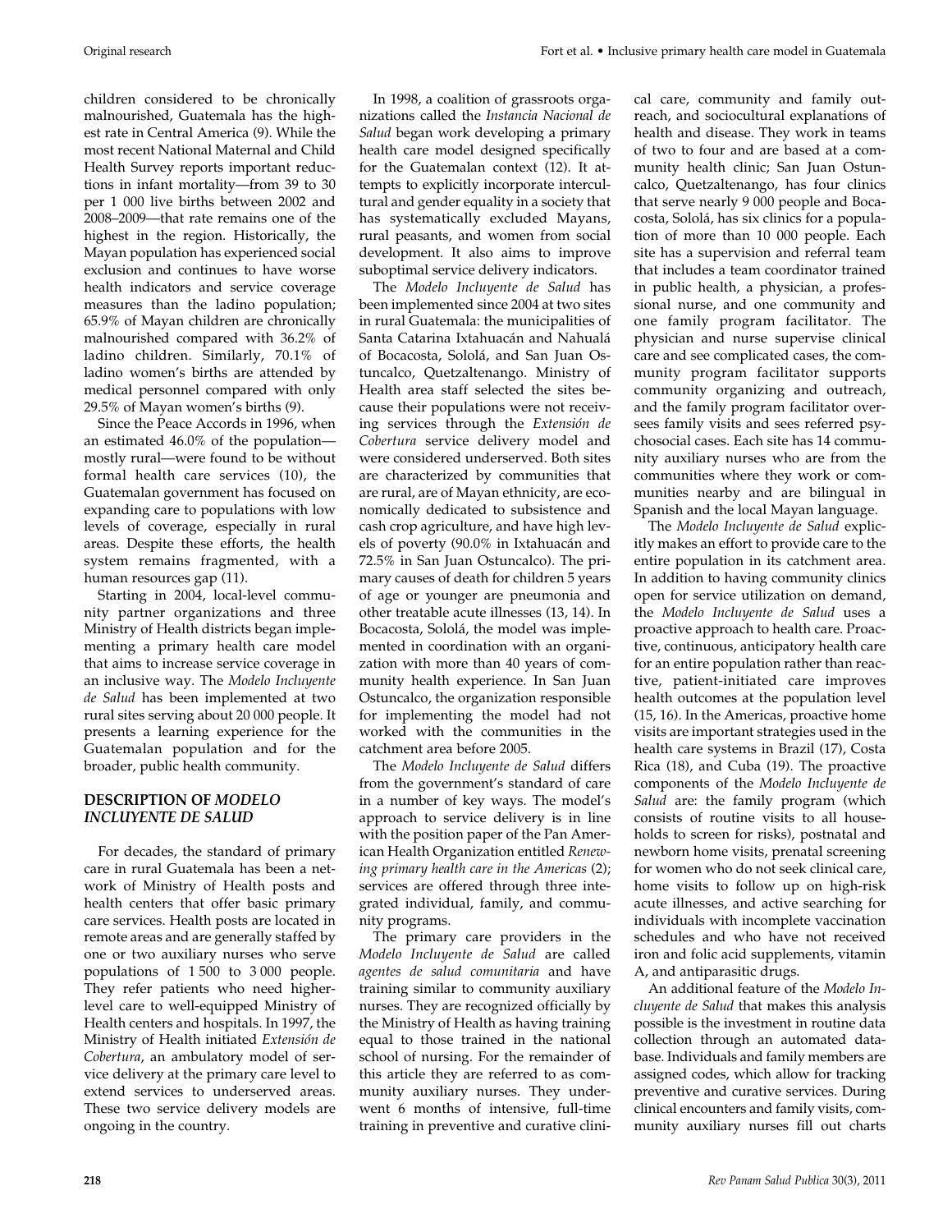children considered to be chronically malnourished, Guatemala has the highest rate in Central America (9). While the most recent National Maternal and Child Health Survey reports important reductions in infant mortality—from 39 to 30 per 1 000 live births between 2002 and 2008–2009—that rate remains one of the highest in the region. Historically, the Mayan population has experienced social exclusion and continues to have worse health indicators and service coverage measures than the ladino population; 65.9% of Mayan children are chronically malnourished compared with 36.2% of ladino children. Similarly, 70.1% of ladino women's births are attended by medical personnel compared with only 29.5% of Mayan women's births (9).

Since the Peace Accords in 1996, when an estimated 46.0% of the population—mostly rural—were found to be without formal health care services (10), the Guatemalan government has focused on expanding care to populations with low levels of coverage, especially in rural areas. Despite these efforts, the health system remains fragmented, with a human resources gap (11).

Starting in 2004, local-level community partner organizations and three Ministry of Health districts began implementing a primary health care model that aims to increase service coverage in an inclusive way. The *Modelo Incluyente de Salud* has been implemented at two rural sites serving about 20 000 people. It presents a learning experience for the Guatemalan population and for the broader, public health community.

## DESCRIPTION OF *MODELO INCLUYENTE DE SALUD*

For decades, the standard of primary care in rural Guatemala has been a network of Ministry of Health posts and health centers that offer basic primary care services. Health posts are located in remote areas and are generally staffed by one or two auxiliary nurses who serve populations of 1 500 to 3 000 people. They refer patients who need higher-level care to well-equipped Ministry of Health centers and hospitals. In 1997, the Ministry of Health initiated *Extensión de Cobertura*, an ambulatory model of service delivery at the primary care level to extend services to underserved areas. These two service delivery models are ongoing in the country.

In 1998, a coalition of grassroots organizations called the *Instancia Nacional de Salud* began work developing a primary health care model designed specifically for the Guatemalan context (12). It attempts to explicitly incorporate intercultural and gender equality in a society that has systematically excluded Mayans, rural peasants, and women from social development. It also aims to improve suboptimal service delivery indicators.

The *Modelo Incluyente de Salud* has been implemented since 2004 at two sites in rural Guatemala: the municipalities of Santa Catarina Ixtahuacán and Nahualá of Bocacosta, Sololá, and San Juan Ostuncalco, Quetzaltenango. Ministry of Health area staff selected the sites because their populations were not receiving services through the *Extensión de Cobertura* service delivery model and were considered underserved. Both sites are characterized by communities that are rural, are of Mayan ethnicity, are economically dedicated to subsistence and cash crop agriculture, and have high levels of poverty (90.0% in Ixtahuacán and 72.5% in San Juan Ostuncalco). The primary causes of death for children 5 years of age or younger are pneumonia and other treatable acute illnesses (13, 14). In Bocacosta, Sololá, the model was implemented in coordination with an organization with more than 40 years of community health experience. In San Juan Ostuncalco, the organization responsible for implementing the model had not worked with the communities in the catchment area before 2005.

The *Modelo Incluyente de Salud* differs from the government's standard of care in a number of key ways. The model's approach to service delivery is in line with the position paper of the Pan American Health Organization entitled *Renewing primary health care in the Americas* (2); services are offered through three integrated individual, family, and community programs.

The primary care providers in the *Modelo Incluyente de Salud* are called *agentes de salud comunitaria* and have training similar to community auxiliary nurses. They are recognized officially by the Ministry of Health as having training equal to those trained in the national school of nursing. For the remainder of this article they are referred to as community auxiliary nurses. They underwent 6 months of intensive, full-time training in preventive and curative clinical care, community and family outreach, and sociocultural explanations of health and disease. They work in teams of two to four and are based at a community health clinic; San Juan Ostuncalco, Quetzaltenango, has four clinics that serve nearly 9 000 people and Bocacosta, Sololá, has six clinics for a population of more than 10 000 people. Each site has a supervision and referral team that includes a team coordinator trained in public health, a physician, a professional nurse, and one community and one family program facilitator. The physician and nurse supervise clinical care and see complicated cases, the community program facilitator supports community organizing and outreach, and the family program facilitator oversees family visits and sees referred psychosocial cases. Each site has 14 community auxiliary nurses who are from the communities where they work or communities nearby and are bilingual in Spanish and the local Mayan language.

The *Modelo Incluyente de Salud* explicitly makes an effort to provide care to the entire population in its catchment area. In addition to having community clinics open for service utilization on demand, the *Modelo Incluyente de Salud* uses a proactive approach to health care. Proactive, continuous, anticipatory health care for an entire population rather than reactive, patient-initiated care improves health outcomes at the population level (15, 16). In the Americas, proactive home visits are important strategies used in the health care systems in Brazil (17), Costa Rica (18), and Cuba (19). The proactive components of the *Modelo Incluyente de Salud* are: the family program (which consists of routine visits to all households to screen for risks), postnatal and newborn home visits, prenatal screening for women who do not seek clinical care, home visits to follow up on high-risk acute illnesses, and active searching for individuals with incomplete vaccination schedules and who have not received iron and folic acid supplements, vitamin A, and antiparasitic drugs.

An additional feature of the *Modelo Incluyente de Salud* that makes this analysis possible is the investment in routine data collection through an automated database. Individuals and family members are assigned codes, which allow for tracking preventive and curative services. During clinical encounters and family visits, community auxiliary nurses fill out charts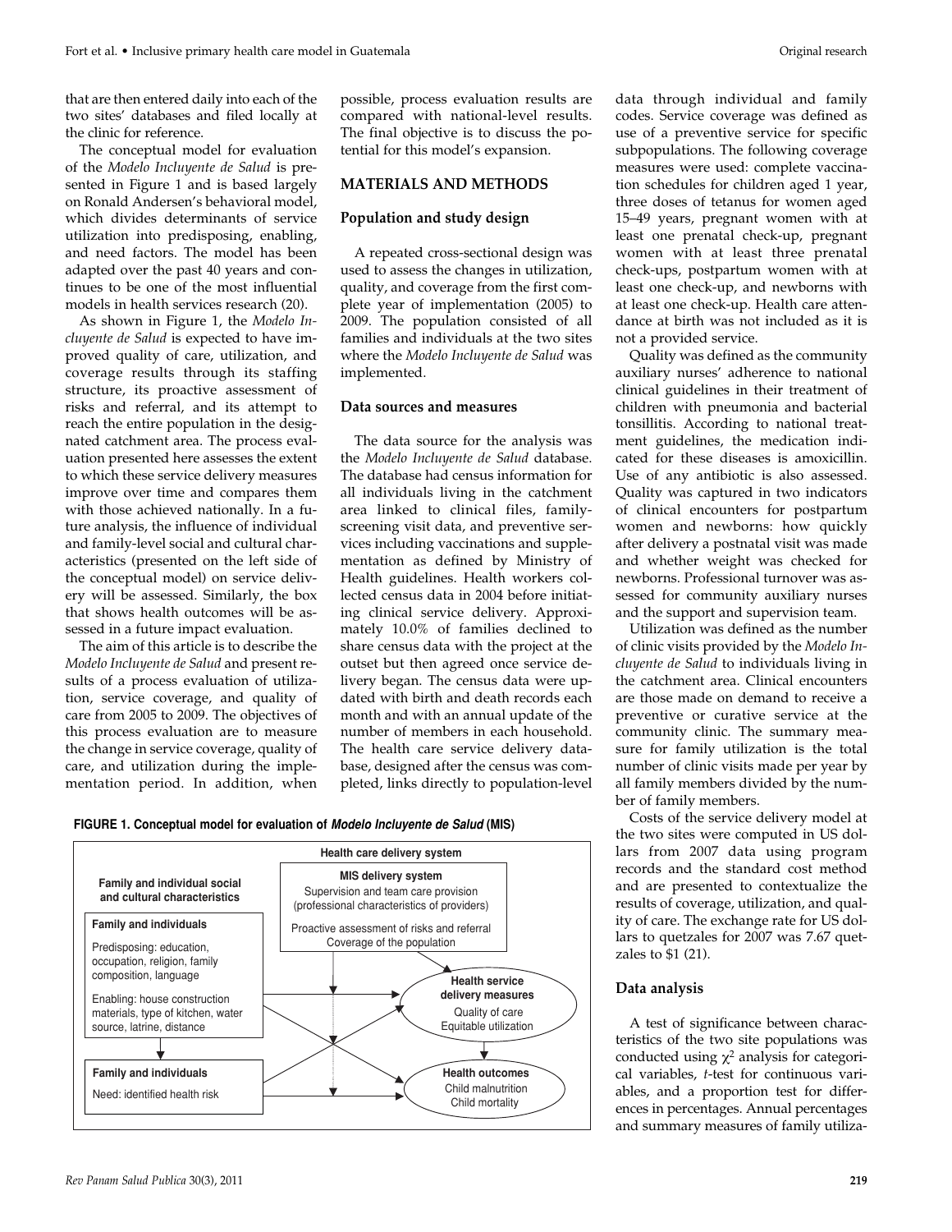that are then entered daily into each of the two sites' databases and filed locally at the clinic for reference.

The conceptual model for evaluation of the *Modelo Incluyente de Salud* is presented in Figure 1 and is based largely on Ronald Andersen's behavioral model, which divides determinants of service utilization into predisposing, enabling, and need factors. The model has been adapted over the past 40 years and continues to be one of the most influential models in health services research (20).

As shown in Figure 1, the *Modelo Incluyente de Salud* is expected to have improved quality of care, utilization, and coverage results through its staffing structure, its proactive assessment of risks and referral, and its attempt to reach the entire population in the designated catchment area. The process evaluation presented here assesses the extent to which these service delivery measures improve over time and compares them with those achieved nationally. In a future analysis, the influence of individual and family-level social and cultural characteristics (presented on the left side of the conceptual model) on service delivery will be assessed. Similarly, the box that shows health outcomes will be assessed in a future impact evaluation.

The aim of this article is to describe the *Modelo Incluyente de Salud* and present results of a process evaluation of utilization, service coverage, and quality of care from 2005 to 2009. The objectives of this process evaluation are to measure the change in service coverage, quality of care, and utilization during the implementation period. In addition, when possible, process evaluation results are compared with national-level results. The final objective is to discuss the potential for this model's expansion.

## MATERIALS AND METHODS

### Population and study design

A repeated cross-sectional design was used to assess the changes in utilization, quality, and coverage from the first complete year of implementation (2005) to 2009. The population consisted of all families and individuals at the two sites where the *Modelo Incluyente de Salud* was implemented.

### Data sources and measures

The data source for the analysis was the *Modelo Incluyente de Salud* database. The database had census information for all individuals living in the catchment area linked to clinical files, family-screening visit data, and preventive services including vaccinations and supplementation as defined by Ministry of Health guidelines. Health workers collected census data in 2004 before initiating clinical service delivery. Approximately 10.0% of families declined to share census data with the project at the outset but then agreed once service delivery began. The census data were updated with birth and death records each month and with an annual update of the number of members in each household. The health care service delivery database, designed after the census was completed, links directly to population-level data through individual and family codes. Service coverage was defined as use of a preventive service for specific subpopulations. The following coverage measures were used: complete vaccination schedules for children aged 1 year, three doses of tetanus for women aged 15–49 years, pregnant women with at least one prenatal check-up, pregnant women with at least three prenatal check-ups, postpartum women with at least one check-up, and newborns with at least one check-up. Health care attendance at birth was not included as it is not a provided service.

Quality was defined as the community auxiliary nurses' adherence to national clinical guidelines in their treatment of children with pneumonia and bacterial tonsillitis. According to national treatment guidelines, the medication indicated for these diseases is amoxicillin. Use of any antibiotic is also assessed. Quality was captured in two indicators of clinical encounters for postpartum women and newborns: how quickly after delivery a postnatal visit was made and whether weight was checked for newborns. Professional turnover was assessed for community auxiliary nurses and the support and supervision team.

Utilization was defined as the number of clinic visits provided by the *Modelo Incluyente de Salud* to individuals living in the catchment area. Clinical encounters are those made on demand to receive a preventive or curative service at the community clinic. The summary measure for family utilization is the total number of clinic visits made per year by all family members divided by the number of family members.

Costs of the service delivery model at the two sites were computed in US dollars from 2007 data using program records and the standard cost method and are presented to contextualize the results of coverage, utilization, and quality of care. The exchange rate for US dollars to quetzales for 2007 was 7.67 quetzales to $1 (21).

**FIGURE 1. Conceptual model for evaluation of *Modelo Incluyente de Salud* (MIS)**

### Data analysis

A test of significance between characteristics of the two site populations was conducted using $\chi^2$ analysis for categorical variables, *t*-test for continuous variables, and a proportion test for differences in percentages. Annual percentages and summary measures of family utiliza-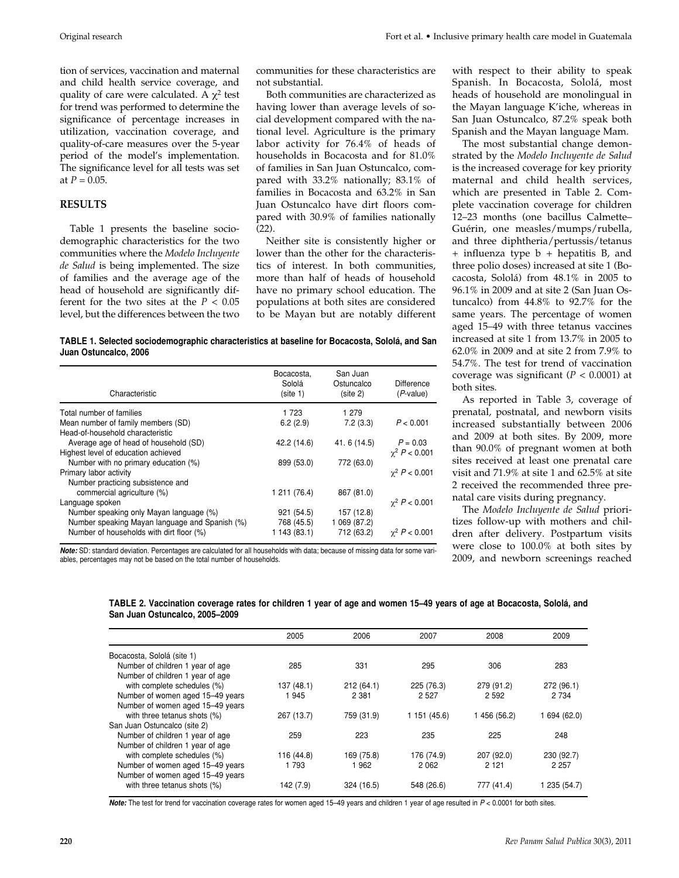tion of services, vaccination and maternal and child health service coverage, and quality of care were calculated. A $\chi^2$ test for trend was performed to determine the significance of percentage increases in utilization, vaccination coverage, and quality-of-care measures over the 5-year period of the model's implementation. The significance level for all tests was set at $P = 0.05$.

## RESULTS

Table 1 presents the baseline sociodemographic characteristics for the two communities where the *Modelo Incluyente de Salud* is being implemented. The size of families and the average age of the head of household are significantly different for the two sites at the $P < 0.05$ level, but the differences between the two communities for these characteristics are not substantial.

Both communities are characterized as having lower than average levels of social development compared with the national level. Agriculture is the primary labor activity for 76.4% of heads of households in Bocacosta and for 81.0% of families in San Juan Ostuncalco, compared with 33.2% nationally; 83.1% of families in Bocacosta and 63.2% in San Juan Ostuncalco have dirt floors compared with 30.9% of families nationally (22).

Neither site is consistently higher or lower than the other for the characteristics of interest. In both communities, more than half of heads of household have no primary school education. The populations at both sites are considered to be Mayan but are notably different with respect to their ability to speak Spanish. In Bocacosta, Sololá, most heads of household are monolingual in the Mayan language K'iche, whereas in San Juan Ostuncalco, 87.2% speak both Spanish and the Mayan language Mam.

The most substantial change demonstrated by the *Modelo Incluyente de Salud* is the increased coverage for key priority maternal and child health services, which are presented in Table 2. Complete vaccination coverage for children 12–23 months (one bacillus Calmette–Guérin, one measles/mumps/rubella, and three diphtheria/pertussis/tetanus + influenza type b + hepatitis B, and three polio doses) increased at site 1 (Bocacosta, Sololá) from 48.1% in 2005 to 96.1% in 2009 and at site 2 (San Juan Ostuncalco) from 44.8% to 92.7% for the same years. The percentage of women aged 15–49 with three tetanus vaccines increased at site 1 from 13.7% in 2005 to 62.0% in 2009 and at site 2 from 7.9% to 54.7%. The test for trend of vaccination coverage was significant ($P < 0.0001$) at both sites.

As reported in Table 3, coverage of prenatal, postnatal, and newborn visits increased substantially between 2006 and 2009 at both sites. By 2009, more than 90.0% of pregnant women at both sites received at least one prenatal care visit and 71.9% at site 1 and 62.5% at site 2 received the recommended three prenatal care visits during pregnancy.

The *Modelo Incluyente de Salud* prioritizes follow-up with mothers and children after delivery. Postpartum visits were close to 100.0% at both sites by 2009, and newborn screenings reached

**TABLE 1. Selected sociodemographic characteristics at baseline for Bocacosta, Sololá, and San Juan Ostuncalco, 2006**

| Characteristic | Bocacosta, Sololá (site 1) | San Juan Ostuncalco (site 2) | Difference (*P*-value) |
|---|---|---|---|
| Total number of families | 1 723 | 1 279 | |
| Mean number of family members (SD) | 6.2 (2.9) | 7.2 (3.3) | $P < 0.001$ |
| Head-of-household characteristic | | | |
| Average age of head of household (SD) | 42.2 (14.6) | 41. 6 (14.5) | $P = 0.03$ |
| Highest level of education achieved | | | $\chi^2$ $P < 0.001$ |
| Number with no primary education (%) | 899 (53.0) | 772 (63.0) | |
| Primary labor activity | | | $\chi^2$ $P < 0.001$ |
| Number practicing subsistence and commercial agriculture (%) | 1 211 (76.4) | 867 (81.0) | |
| Language spoken | | | $\chi^2$ $P < 0.001$ |
| Number speaking only Mayan language (%) | 921 (54.5) | 157 (12.8) | |
| Number speaking Mayan language and Spanish (%) | 768 (45.5) | 1 069 (87.2) | |
| Number of households with dirt floor (%) | 1 143 (83.1) | 712 (63.2) | $\chi^2$ $P < 0.001$ |

***Note:*** SD: standard deviation. Percentages are calculated for all households with data; because of missing data for some variables, percentages may not be based on the total number of households.

**TABLE 2. Vaccination coverage rates for children 1 year of age and women 15–49 years of age at Bocacosta, Sololá, and San Juan Ostuncalco, 2005–2009**

| | 2005 | 2006 | 2007 | 2008 | 2009 |
|---|---|---|---|---|---|
| Bocacosta, Sololá (site 1) | | | | | |
| Number of children 1 year of age | 285 | 331 | 295 | 306 | 283 |
| Number of children 1 year of age with complete schedules (%) | 137 (48.1) | 212 (64.1) | 225 (76.3) | 279 (91.2) | 272 (96.1) |
| Number of women aged 15–49 years | 1 945 | 2 381 | 2 527 | 2 592 | 2 734 |
| Number of women aged 15–49 years with three tetanus shots (%) | 267 (13.7) | 759 (31.9) | 1 151 (45.6) | 1 456 (56.2) | 1 694 (62.0) |
| San Juan Ostuncalco (site 2) | | | | | |
| Number of children 1 year of age | 259 | 223 | 235 | 225 | 248 |
| Number of children 1 year of age with complete schedules (%) | 116 (44.8) | 169 (75.8) | 176 (74.9) | 207 (92.0) | 230 (92.7) |
| Number of women aged 15–49 years | 1 793 | 1 962 | 2 062 | 2 121 | 2 257 |
| Number of women aged 15–49 years with three tetanus shots (%) | 142 (7.9) | 324 (16.5) | 548 (26.6) | 777 (41.4) | 1 235 (54.7) |

***Note:*** The test for trend for vaccination coverage rates for women aged 15–49 years and children 1 year of age resulted in $P < 0.0001$ for both sites.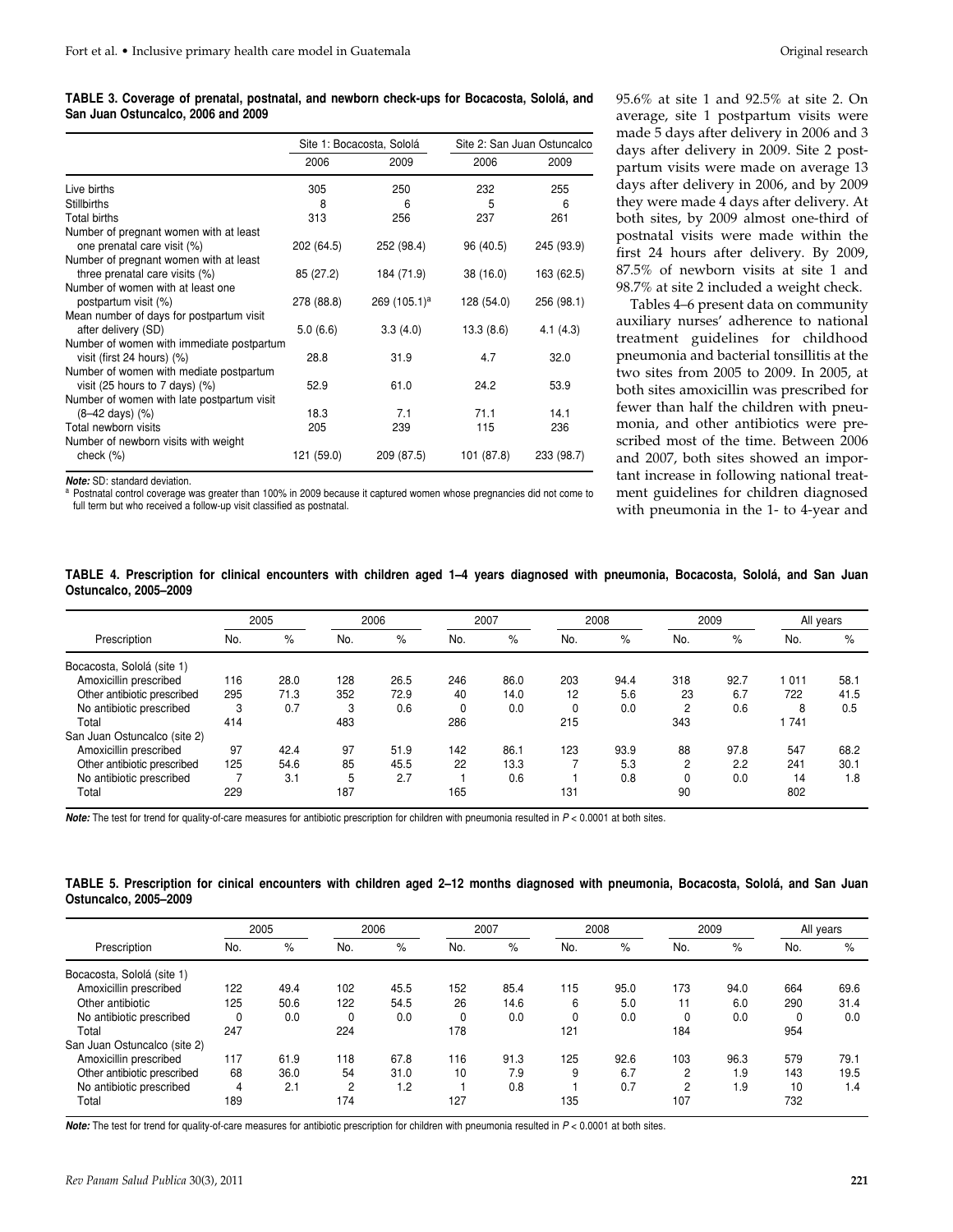**TABLE 3. Coverage of prenatal, postnatal, and newborn check-ups for Bocacosta, Sololá, and San Juan Ostuncalco, 2006 and 2009**

| | Site 1: Bocacosta, Sololá | | Site 2: San Juan Ostuncalco | |
|---|---|---|---|---|
| | 2006 | 2009 | 2006 | 2009 |
| Live births | 305 | 250 | 232 | 255 |
| Stillbirths | 8 | 6 | 5 | 6 |
| Total births | 313 | 256 | 237 | 261 |
| Number of pregnant women with at least one prenatal care visit (%) | 202 (64.5) | 252 (98.4) | 96 (40.5) | 245 (93.9) |
| Number of pregnant women with at least three prenatal care visits (%) | 85 (27.2) | 184 (71.9) | 38 (16.0) | 163 (62.5) |
| Number of women with at least one postpartum visit (%) | 278 (88.8) | 269 (105.1)[a] | 128 (54.0) | 256 (98.1) |
| Mean number of days for postpartum visit after delivery (SD) | 5.0 (6.6) | 3.3 (4.0) | 13.3 (8.6) | 4.1 (4.3) |
| Number of women with immediate postpartum visit (first 24 hours) (%) | 28.8 | 31.9 | 4.7 | 32.0 |
| Number of women with mediate postpartum visit (25 hours to 7 days) (%) | 52.9 | 61.0 | 24.2 | 53.9 |
| Number of women with late postpartum visit (8–42 days) (%) | 18.3 | 7.1 | 71.1 | 14.1 |
| Total newborn visits | 205 | 239 | 115 | 236 |
| Number of newborn visits with weight check (%) | 121 (59.0) | 209 (87.5) | 101 (87.8) | 233 (98.7) |

***Note:*** SD: standard deviation.
[a] Postnatal control coverage was greater than 100% in 2009 because it captured women whose pregnancies did not come to full term but who received a follow-up visit classified as postnatal.

95.6% at site 1 and 92.5% at site 2. On average, site 1 postpartum visits were made 5 days after delivery in 2006 and 3 days after delivery in 2009. Site 2 postpartum visits were made on average 13 days after delivery in 2006, and by 2009 they were made 4 days after delivery. At both sites, by 2009 almost one-third of postnatal visits were made within the first 24 hours after delivery. By 2009, 87.5% of newborn visits at site 1 and 98.7% at site 2 included a weight check.

Tables 4–6 present data on community auxiliary nurses' adherence to national treatment guidelines for childhood pneumonia and bacterial tonsillitis at the two sites from 2005 to 2009. In 2005, at both sites amoxicillin was prescribed for fewer than half the children with pneumonia, and other antibiotics were prescribed most of the time. Between 2006 and 2007, both sites showed an important increase in following national treatment guidelines for children diagnosed with pneumonia in the 1- to 4-year and

**TABLE 4. Prescription for clinical encounters with children aged 1–4 years diagnosed with pneumonia, Bocacosta, Sololá, and San Juan Ostuncalco, 2005–2009**

| | 2005 | | 2006 | | 2007 | | 2008 | | 2009 | | All years | |
|---|---|---|---|---|---|---|---|---|---|---|---|---|
| Prescription | No. | % | No. | % | No. | % | No. | % | No. | % | No. | % |
| Bocacosta, Sololá (site 1) | | | | | | | | | | | | |
| Amoxicillin prescribed | 116 | 28.0 | 128 | 26.5 | 246 | 86.0 | 203 | 94.4 | 318 | 92.7 | 1 011 | 58.1 |
| Other antibiotic prescribed | 295 | 71.3 | 352 | 72.9 | 40 | 14.0 | 12 | 5.6 | 23 | 6.7 | 722 | 41.5 |
| No antibiotic prescribed | 3 | 0.7 | 3 | 0.6 | 0 | 0.0 | 0 | 0.0 | 2 | 0.6 | 8 | 0.5 |
| Total | 414 | | 483 | | 286 | | 215 | | 343 | | 1 741 | |
| San Juan Ostuncalco (site 2) | | | | | | | | | | | | |
| Amoxicillin prescribed | 97 | 42.4 | 97 | 51.9 | 142 | 86.1 | 123 | 93.9 | 88 | 97.8 | 547 | 68.2 |
| Other antibiotic prescribed | 125 | 54.6 | 85 | 45.5 | 22 | 13.3 | 7 | 5.3 | 2 | 2.2 | 241 | 30.1 |
| No antibiotic prescribed | 7 | 3.1 | 5 | 2.7 | 1 | 0.6 | 1 | 0.8 | 0 | 0.0 | 14 | 1.8 |
| Total | 229 | | 187 | | 165 | | 131 | | 90 | | 802 | |

***Note:*** The test for trend for quality-of-care measures for antibiotic prescription for children with pneumonia resulted in $P < 0.0001$ at both sites.

**TABLE 5. Prescription for cinical encounters with children aged 2–12 months diagnosed with pneumonia, Bocacosta, Sololá, and San Juan Ostuncalco, 2005–2009**

| | 2005 | | 2006 | | 2007 | | 2008 | | 2009 | | All years | |
|---|---|---|---|---|---|---|---|---|---|---|---|---|
| Prescription | No. | % | No. | % | No. | % | No. | % | No. | % | No. | % |
| Bocacosta, Sololá (site 1) | | | | | | | | | | | | |
| Amoxicillin prescribed | 122 | 49.4 | 102 | 45.5 | 152 | 85.4 | 115 | 95.0 | 173 | 94.0 | 664 | 69.6 |
| Other antibiotic | 125 | 50.6 | 122 | 54.5 | 26 | 14.6 | 6 | 5.0 | 11 | 6.0 | 290 | 31.4 |
| No antibiotic prescribed | 0 | 0.0 | 0 | 0.0 | 0 | 0.0 | 0 | 0.0 | 0 | 0.0 | 0 | 0.0 |
| Total | 247 | | 224 | | 178 | | 121 | | 184 | | 954 | |
| San Juan Ostuncalco (site 2) | | | | | | | | | | | | |
| Amoxicillin prescribed | 117 | 61.9 | 118 | 67.8 | 116 | 91.3 | 125 | 92.6 | 103 | 96.3 | 579 | 79.1 |
| Other antibiotic prescribed | 68 | 36.0 | 54 | 31.0 | 10 | 7.9 | 9 | 6.7 | 2 | 1.9 | 143 | 19.5 |
| No antibiotic prescribed | 4 | 2.1 | 2 | 1.2 | 1 | 0.8 | 1 | 0.7 | 2 | 1.9 | 10 | 1.4 |
| Total | 189 | | 174 | | 127 | | 135 | | 107 | | 732 | |

***Note:*** The test for trend for quality-of-care measures for antibiotic prescription for children with pneumonia resulted in $P < 0.0001$ at both sites.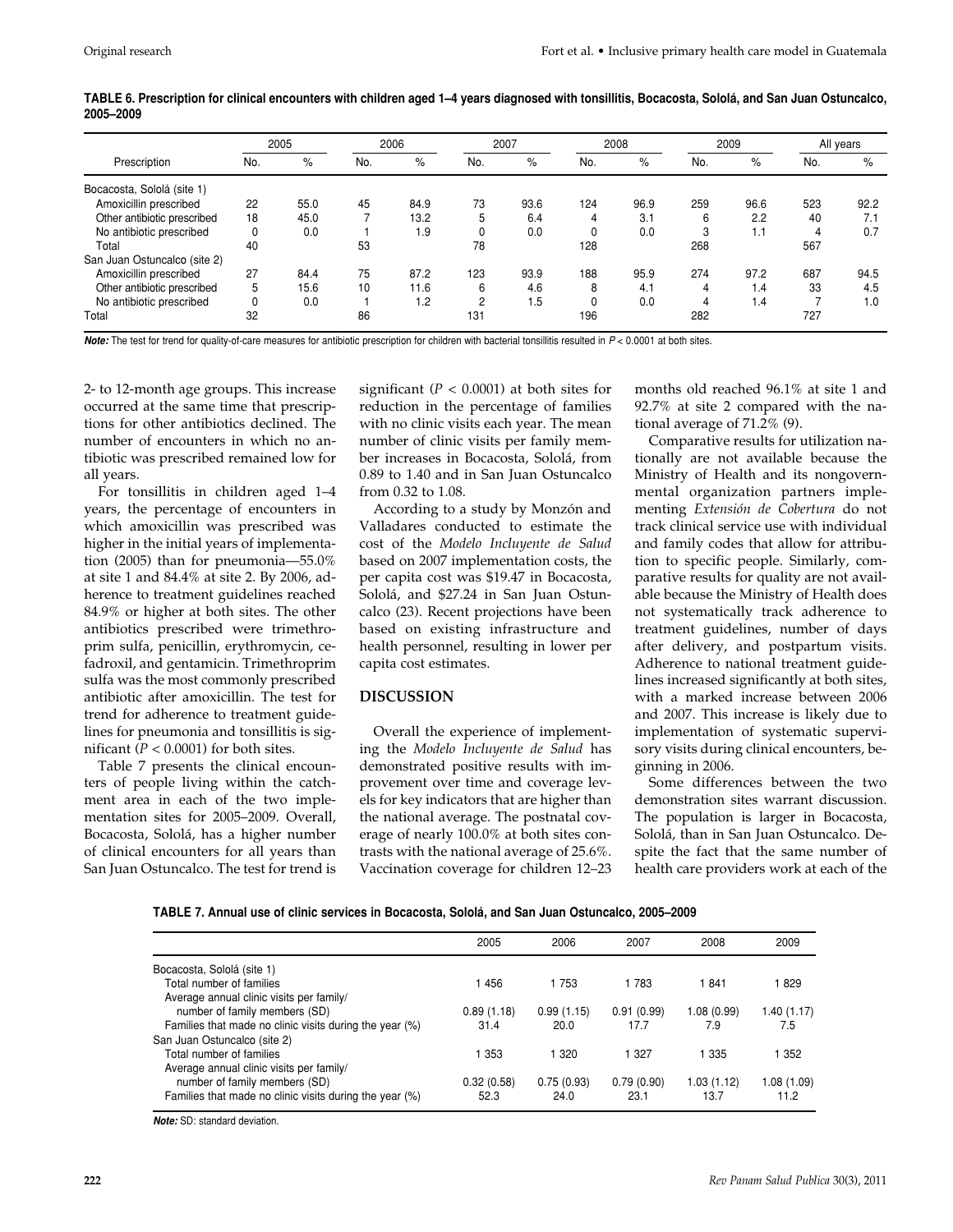**TABLE 6. Prescription for clinical encounters with children aged 1–4 years diagnosed with tonsillitis, Bocacosta, Sololá, and San Juan Ostuncalco, 2005–2009**

| Prescription | 2005 | | 2006 | | 2007 | | 2008 | | 2009 | | All years | |
|---|---|---|---|---|---|---|---|---|---|---|---|---|
| | No. | % | No. | % | No. | % | No. | % | No. | % | No. | % |
| Bocacosta, Sololá (site 1) | | | | | | | | | | | | |
| Amoxicillin prescribed | 22 | 55.0 | 45 | 84.9 | 73 | 93.6 | 124 | 96.9 | 259 | 96.6 | 523 | 92.2 |
| Other antibiotic prescribed | 18 | 45.0 | 7 | 13.2 | 5 | 6.4 | 4 | 3.1 | 6 | 2.2 | 40 | 7.1 |
| No antibiotic prescribed | 0 | 0.0 | 1 | 1.9 | 0 | 0.0 | 0 | 0.0 | 3 | 1.1 | 4 | 0.7 |
| Total | 40 | | 53 | | 78 | | 128 | | 268 | | 567 | |
| San Juan Ostuncalco (site 2) | | | | | | | | | | | | |
| Amoxicillin prescribed | 27 | 84.4 | 75 | 87.2 | 123 | 93.9 | 188 | 95.9 | 274 | 97.2 | 687 | 94.5 |
| Other antibiotic prescribed | 5 | 15.6 | 10 | 11.6 | 6 | 4.6 | 8 | 4.1 | 4 | 1.4 | 33 | 4.5 |
| No antibiotic prescribed | 0 | 0.0 | 1 | 1.2 | 2 | 1.5 | 0 | 0.0 | 4 | 1.4 | 7 | 1.0 |
| Total | 32 | | 86 | | 131 | | 196 | | 282 | | 727 | |

***Note:*** The test for trend for quality-of-care measures for antibiotic prescription for children with bacterial tonsillitis resulted in $P < 0.0001$ at both sites.

2- to 12-month age groups. This increase occurred at the same time that prescriptions for other antibiotics declined. The number of encounters in which no antibiotic was prescribed remained low for all years.

For tonsillitis in children aged 1–4 years, the percentage of encounters in which amoxicillin was prescribed was higher in the initial years of implementation (2005) than for pneumonia—55.0% at site 1 and 84.4% at site 2. By 2006, adherence to treatment guidelines reached 84.9% or higher at both sites. The other antibiotics prescribed were trimethroprim sulfa, penicillin, erythromycin, cefadroxil, and gentamicin. Trimethroprim sulfa was the most commonly prescribed antibiotic after amoxicillin. The test for trend for adherence to treatment guidelines for pneumonia and tonsillitis is significant ($P < 0.0001$) for both sites.

Table 7 presents the clinical encounters of people living within the catchment area in each of the two implementation sites for 2005–2009. Overall, Bocacosta, Sololá, has a higher number of clinical encounters for all years than San Juan Ostuncalco. The test for trend is significant ($P < 0.0001$) at both sites for reduction in the percentage of families with no clinic visits each year. The mean number of clinic visits per family member increases in Bocacosta, Sololá, from 0.89 to 1.40 and in San Juan Ostuncalco from 0.32 to 1.08.

According to a study by Monzón and Valladares conducted to estimate the cost of the *Modelo Incluyente de Salud* based on 2007 implementation costs, the per capita cost was $19.47 in Bocacosta, Sololá, and $27.24 in San Juan Ostuncalco (23). Recent projections have been based on existing infrastructure and health personnel, resulting in lower per capita cost estimates.

## DISCUSSION

Overall the experience of implementing the *Modelo Incluyente de Salud* has demonstrated positive results with improvement over time and coverage levels for key indicators that are higher than the national average. The postnatal coverage of nearly 100.0% at both sites contrasts with the national average of 25.6%. Vaccination coverage for children 12–23 months old reached 96.1% at site 1 and 92.7% at site 2 compared with the national average of 71.2% (9).

Comparative results for utilization nationally are not available because the Ministry of Health and its nongovernmental organization partners implementing *Extensión de Cobertura* do not track clinical service use with individual and family codes that allow for attribution to specific people. Similarly, comparative results for quality are not available because the Ministry of Health does not systematically track adherence to treatment guidelines, number of days after delivery, and postpartum visits. Adherence to national treatment guidelines increased significantly at both sites, with a marked increase between 2006 and 2007. This increase is likely due to implementation of systematic supervisory visits during clinical encounters, beginning in 2006.

Some differences between the two demonstration sites warrant discussion. The population is larger in Bocacosta, Sololá, than in San Juan Ostuncalco. Despite the fact that the same number of health care providers work at each of the

**TABLE 7. Annual use of clinic services in Bocacosta, Sololá, and San Juan Ostuncalco, 2005–2009**

| | 2005 | 2006 | 2007 | 2008 | 2009 |
|---|---|---|---|---|---|
| Bocacosta, Sololá (site 1) | | | | | |
| Total number of families | 1 456 | 1 753 | 1 783 | 1 841 | 1 829 |
| Average annual clinic visits per family/ number of family members (SD) | 0.89 (1.18) | 0.99 (1.15) | 0.91 (0.99) | 1.08 (0.99) | 1.40 (1.17) |
| Families that made no clinic visits during the year (%) | 31.4 | 20.0 | 17.7 | 7.9 | 7.5 |
| San Juan Ostuncalco (site 2) | | | | | |
| Total number of families | 1 353 | 1 320 | 1 327 | 1 335 | 1 352 |
| Average annual clinic visits per family/ number of family members (SD) | 0.32 (0.58) | 0.75 (0.93) | 0.79 (0.90) | 1.03 (1.12) | 1.08 (1.09) |
| Families that made no clinic visits during the year (%) | 52.3 | 24.0 | 23.1 | 13.7 | 11.2 |

***Note:*** SD: standard deviation.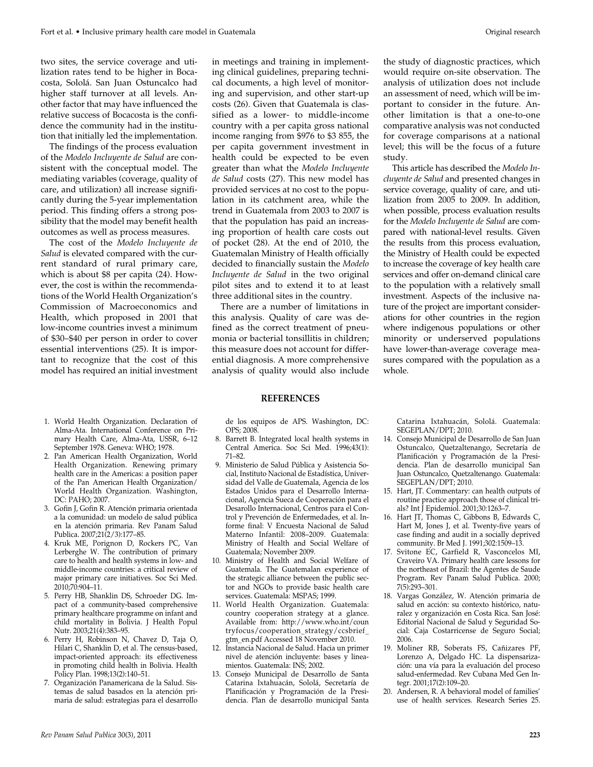two sites, the service coverage and utilization rates tend to be higher in Bocacosta, Sololá. San Juan Ostuncalco had higher staff turnover at all levels. Another factor that may have influenced the relative success of Bocacosta is the confidence the community had in the institution that initially led the implementation.

The findings of the process evaluation of the *Modelo Incluyente de Salud* are consistent with the conceptual model. The mediating variables (coverage, quality of care, and utilization) all increase significantly during the 5-year implementation period. This finding offers a strong possibility that the model may benefit health outcomes as well as process measures.

The cost of the *Modelo Incluyente de Salud* is elevated compared with the current standard of rural primary care, which is about $8 per capita (24). However, the cost is within the recommendations of the World Health Organization's Commission of Macroeconomics and Health, which proposed in 2001 that low-income countries invest a minimum of $30–$40 per person in order to cover essential interventions (25). It is important to recognize that the cost of this model has required an initial investment in meetings and training in implementing clinical guidelines, preparing technical documents, a high level of monitoring and supervision, and other start-up costs (26). Given that Guatemala is classified as a lower- to middle-income country with a per capita gross national income ranging from $976 to $3 855, the per capita government investment in health could be expected to be even greater than what the *Modelo Incluyente de Salud* costs (27). This new model has provided services at no cost to the population in its catchment area, while the trend in Guatemala from 2003 to 2007 is that the population has paid an increasing proportion of health care costs out of pocket (28). At the end of 2010, the Guatemalan Ministry of Health officially decided to financially sustain the *Modelo Incluyente de Salud* in the two original pilot sites and to extend it to at least three additional sites in the country.

There are a number of limitations in this analysis. Quality of care was defined as the correct treatment of pneumonia or bacterial tonsillitis in children; this measure does not account for differential diagnosis. A more comprehensive analysis of quality would also include the study of diagnostic practices, which would require on-site observation. The analysis of utilization does not include an assessment of need, which will be important to consider in the future. Another limitation is that a one-to-one comparative analysis was not conducted for coverage comparisons at a national level; this will be the focus of a future study.

This article has described the *Modelo Incluyente de Salud* and presented changes in service coverage, quality of care, and utilization from 2005 to 2009. In addition, when possible, process evaluation results for the *Modelo Incluyente de Salud* are compared with national-level results. Given the results from this process evaluation, the Ministry of Health could be expected to increase the coverage of key health care services and offer on-demand clinical care to the population with a relatively small investment. Aspects of the inclusive nature of the project are important considerations for other countries in the region where indigenous populations or other minority or underserved populations have lower-than-average coverage measures compared with the population as a whole.

## REFERENCES

1. World Health Organization. Declaration of Alma-Ata. International Conference on Primary Health Care, Alma-Ata, USSR, 6–12 September 1978. Geneva: WHO; 1978.
2. Pan American Health Organization, World Health Organization. Renewing primary health care in the Americas: a position paper of the Pan American Health Organization/World Health Organization. Washington, DC: PAHO; 2007.
3. Gofin J, Gofin R. Atención primaria orientada a la comunidad: un modelo de salud pública en la atención primaria. Rev Panam Salud Publica. 2007;21(2/3):177–85.
4. Kruk ME, Porignon D, Rockers PC, Van Lerberghe W. The contribution of primary care to health and health systems in low- and middle-income countries: a critical review of major primary care initiatives. Soc Sci Med. 2010;70:904–11.
5. Perry HB, Shanklin DS, Schroeder DG. Impact of a community-based comprehensive primary healthcare programme on infant and child mortality in Bolivia. J Health Popul Nutr. 2003;21(4):383–95.
6. Perry H, Robinson N, Chavez D, Taja O, Hilari C, Shanklin D, et al. The census-based, impact-oriented approach: its effectiveness in promoting child health in Bolivia. Health Policy Plan. 1998;13(2):140–51.
7. Organización Panamericana de la Salud. Sistemas de salud basados en la atención primaria de salud: estrategias para el desarrollo de los equipos de APS. Washington, DC: OPS; 2008.
8. Barrett B. Integrated local health systems in Central America. Soc Sci Med. 1996;43(1): 71–82.
9. Ministerio de Salud Pública y Asistencia Social, Instituto Nacional de Estadística, Universidad del Valle de Guatemala, Agencia de los Estados Unidos para el Desarrollo Internacional, Agencia Sueca de Cooperación para el Desarrollo Internacional, Centros para el Control y Prevención de Enfermedades, et al. Informe final: V Encuesta Nacional de Salud Materno Infantil: 2008–2009. Guatemala: Ministry of Health and Social Welfare of Guatemala; November 2009.
10. Ministry of Health and Social Welfare of Guatemala. The Guatemalan experience of the strategic alliance between the public sector and NGOs to provide basic health care services. Guatemala: MSPAS; 1999.
11. World Health Organization. Guatemala: country cooperation strategy at a glance. Available from: http://www.who.int/countryfocus/cooperation_strategy/ccsbrief_gtm_en.pdf Accessed 18 November 2010.
12. Instancia Nacional de Salud. Hacia un primer nivel de atención incluyente: bases y lineamientos. Guatemala: INS; 2002.
13. Consejo Municipal de Desarrollo de Santa Catarina Ixtahuacán, Sololá, Secretaría de Planificación y Programación de la Presidencia. Plan de desarrollo municipal Santa Catarina Ixtahuacán, Sololá. Guatemala: SEGEPLAN/DPT; 2010.
14. Consejo Municipal de Desarrollo de San Juan Ostuncalco, Quetzaltenango, Secretaría de Planificación y Programación de la Presidencia. Plan de desarrollo municipal San Juan Ostuncalco, Quetzaltenango. Guatemala: SEGEPLAN/DPT; 2010.
15. Hart, JT. Commentary: can health outputs of routine practice approach those of clinical trials? Int J Epidemiol. 2001;30:1263–7.
16. Hart JT, Thomas C, Gibbons B, Edwards C, Hart M, Jones J, et al. Twenty-five years of case finding and audit in a socially deprived community. Br Med J. 1991;302:1509–13.
17. Svitone EC, Garfield R, Vasconcelos MI, Craveiro VA. Primary health care lessons for the northeast of Brazil: the Agentes de Saude Program. Rev Panam Salud Publica. 2000; 7(5):293–301.
18. Vargas González, W. Atención primaria de salud en acción: su contexto histórico, naturalez y organización en Costa Rica. San José: Editorial Nacional de Salud y Seguridad Social: Caja Costarricense de Seguro Social; 2006.
19. Moliner RB, Soberats FS, Cañizares PF, Lorenzo A, Delgado HC. La dispensarización: una vía para la evaluación del proceso salud-enfermedad. Rev Cubana Med Gen Integr. 2001;17(2):109–20.
20. Andersen, R. A behavioral model of families' use of health services. Research Series 25.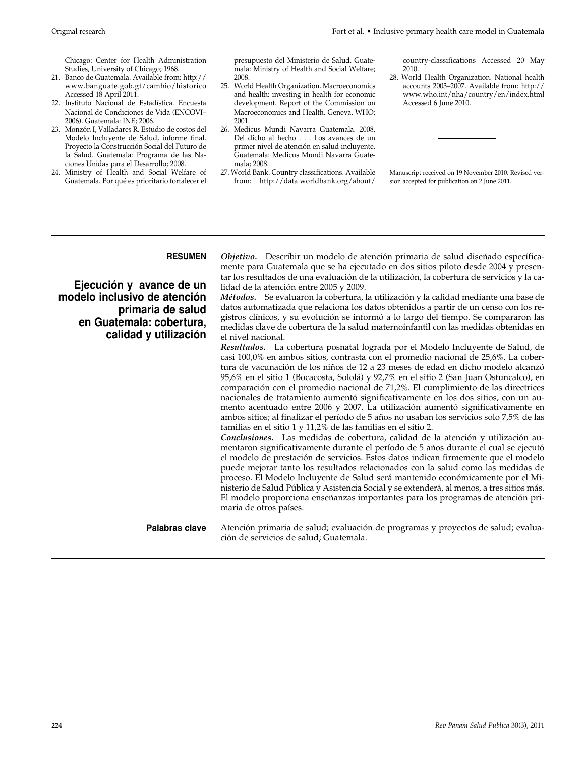Chicago: Center for Health Administration Studies, University of Chicago; 1968.

21. Banco de Guatemala. Available from: http://www.banguate.gob.gt/cambio/historico Accessed 18 April 2011.
22. Instituto Nacional de Estadística. Encuesta Nacional de Condiciones de Vida (ENCOVI–2006). Guatemala: INE; 2006.
23. Monzón I, Valladares R. Estudio de costos del Modelo Incluyente de Salud, informe final. Proyecto la Construcción Social del Futuro de la Salud. Guatemala: Programa de las Naciones Unidas para el Desarrollo; 2008.
24. Ministry of Health and Social Welfare of Guatemala. Por qué es prioritario fortalecer el presupuesto del Ministerio de Salud. Guatemala: Ministry of Health and Social Welfare; 2008.
25. World Health Organization. Macroeconomics and health: investing in health for economic development. Report of the Commission on Macroeconomics and Health. Geneva, WHO; 2001.
26. Medicus Mundi Navarra Guatemala. 2008. Del dicho al hecho . . . Los avances de un primer nivel de atención en salud incluyente. Guatemala: Medicus Mundi Navarra Guatemala; 2008.
27. World Bank. Country classifications. Available from: http://data.worldbank.org/about/country-classifications Accessed 20 May 2010.
28. World Health Organization. National health accounts 2003–2007. Available from: http://www.who.int/nha/country/en/index.html Accessed 6 June 2010.

Manuscript received on 19 November 2010. Revised version accepted for publication on 2 June 2011.

---

## RESUMEN

## Ejecución y avance de un modelo inclusivo de atención primaria de salud en Guatemala: cobertura, calidad y utilización

***Objetivo.*** Describir un modelo de atención primaria de salud diseñado específicamente para Guatemala que se ha ejecutado en dos sitios piloto desde 2004 y presentar los resultados de una evaluación de la utilización, la cobertura de servicios y la calidad de la atención entre 2005 y 2009.

***Métodos.*** Se evaluaron la cobertura, la utilización y la calidad mediante una base de datos automatizada que relaciona los datos obtenidos a partir de un censo con los registros clínicos, y su evolución se informó a lo largo del tiempo. Se compararon las medidas clave de cobertura de la salud maternoinfantil con las medidas obtenidas en el nivel nacional.

***Resultados.*** La cobertura posnatal lograda por el Modelo Incluyente de Salud, de casi 100,0% en ambos sitios, contrasta con el promedio nacional de 25,6%. La cobertura de vacunación de los niños de 12 a 23 meses de edad en dicho modelo alcanzó 95,6% en el sitio 1 (Bocacosta, Sololá) y 92,7% en el sitio 2 (San Juan Ostuncalco), en comparación con el promedio nacional de 71,2%. El cumplimiento de las directrices nacionales de tratamiento aumentó significativamente en los dos sitios, con un aumento acentuado entre 2006 y 2007. La utilización aumentó significativamente en ambos sitios; al finalizar el período de 5 años no usaban los servicios solo 7,5% de las familias en el sitio 1 y 11,2% de las familias en el sitio 2.

***Conclusiones.*** Las medidas de cobertura, calidad de la atención y utilización aumentaron significativamente durante el período de 5 años durante el cual se ejecutó el modelo de prestación de servicios. Estos datos indican firmemente que el modelo puede mejorar tanto los resultados relacionados con la salud como las medidas de proceso. El Modelo Incluyente de Salud será mantenido económicamente por el Ministerio de Salud Pública y Asistencia Social y se extenderá, al menos, a tres sitios más. El modelo proporciona enseñanzas importantes para los programas de atención primaria de otros países.

**Palabras clave** Atención primaria de salud; evaluación de programas y proyectos de salud; evaluación de servicios de salud; Guatemala.